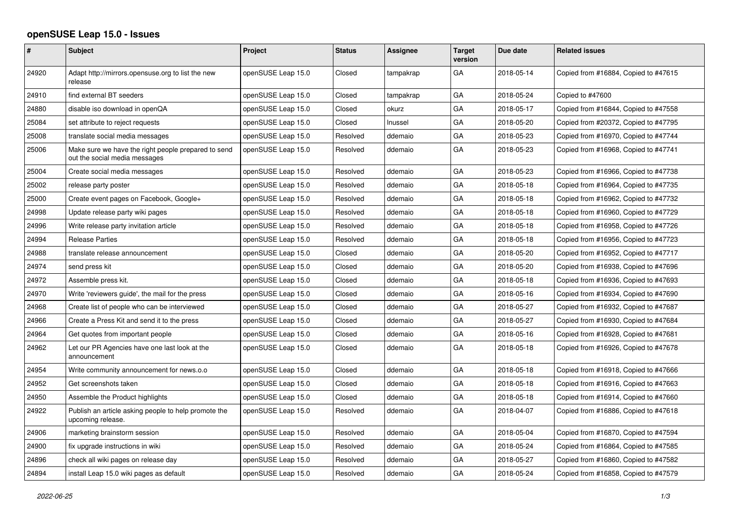# openSUSE Leap 15.0 - Issues

| # | Subject | Project | Status | Assignee | Target version | Due date | Related issues |
|---|---|---|---|---|---|---|---|
| 24920 | Adapt http://mirrors.opensuse.org to list the new release | openSUSE Leap 15.0 | Closed | tampakrap | GA | 2018-05-14 | Copied from #16884, Copied to #47615 |
| 24910 | find external BT seeders | openSUSE Leap 15.0 | Closed | tampakrap | GA | 2018-05-24 | Copied to #47600 |
| 24880 | disable iso download in openQA | openSUSE Leap 15.0 | Closed | okurz | GA | 2018-05-17 | Copied from #16844, Copied to #47558 |
| 25084 | set attribute to reject requests | openSUSE Leap 15.0 | Closed | lnussel | GA | 2018-05-20 | Copied from #20372, Copied to #47795 |
| 25008 | translate social media messages | openSUSE Leap 15.0 | Resolved | ddemaio | GA | 2018-05-23 | Copied from #16970, Copied to #47744 |
| 25006 | Make sure we have the right people prepared to send out the social media messages | openSUSE Leap 15.0 | Resolved | ddemaio | GA | 2018-05-23 | Copied from #16968, Copied to #47741 |
| 25004 | Create social media messages | openSUSE Leap 15.0 | Resolved | ddemaio | GA | 2018-05-23 | Copied from #16966, Copied to #47738 |
| 25002 | release party poster | openSUSE Leap 15.0 | Resolved | ddemaio | GA | 2018-05-18 | Copied from #16964, Copied to #47735 |
| 25000 | Create event pages on Facebook, Google+ | openSUSE Leap 15.0 | Resolved | ddemaio | GA | 2018-05-18 | Copied from #16962, Copied to #47732 |
| 24998 | Update release party wiki pages | openSUSE Leap 15.0 | Resolved | ddemaio | GA | 2018-05-18 | Copied from #16960, Copied to #47729 |
| 24996 | Write release party invitation article | openSUSE Leap 15.0 | Resolved | ddemaio | GA | 2018-05-18 | Copied from #16958, Copied to #47726 |
| 24994 | Release Parties | openSUSE Leap 15.0 | Resolved | ddemaio | GA | 2018-05-18 | Copied from #16956, Copied to #47723 |
| 24988 | translate release announcement | openSUSE Leap 15.0 | Closed | ddemaio | GA | 2018-05-20 | Copied from #16952, Copied to #47717 |
| 24974 | send press kit | openSUSE Leap 15.0 | Closed | ddemaio | GA | 2018-05-20 | Copied from #16938, Copied to #47696 |
| 24972 | Assemble press kit. | openSUSE Leap 15.0 | Closed | ddemaio | GA | 2018-05-18 | Copied from #16936, Copied to #47693 |
| 24970 | Write 'reviewers guide', the mail for the press | openSUSE Leap 15.0 | Closed | ddemaio | GA | 2018-05-16 | Copied from #16934, Copied to #47690 |
| 24968 | Create list of people who can be interviewed | openSUSE Leap 15.0 | Closed | ddemaio | GA | 2018-05-27 | Copied from #16932, Copied to #47687 |
| 24966 | Create a Press Kit and send it to the press | openSUSE Leap 15.0 | Closed | ddemaio | GA | 2018-05-27 | Copied from #16930, Copied to #47684 |
| 24964 | Get quotes from important people | openSUSE Leap 15.0 | Closed | ddemaio | GA | 2018-05-16 | Copied from #16928, Copied to #47681 |
| 24962 | Let our PR Agencies have one last look at the announcement | openSUSE Leap 15.0 | Closed | ddemaio | GA | 2018-05-18 | Copied from #16926, Copied to #47678 |
| 24954 | Write community announcement for news.o.o | openSUSE Leap 15.0 | Closed | ddemaio | GA | 2018-05-18 | Copied from #16918, Copied to #47666 |
| 24952 | Get screenshots taken | openSUSE Leap 15.0 | Closed | ddemaio | GA | 2018-05-18 | Copied from #16916, Copied to #47663 |
| 24950 | Assemble the Product highlights | openSUSE Leap 15.0 | Closed | ddemaio | GA | 2018-05-18 | Copied from #16914, Copied to #47660 |
| 24922 | Publish an article asking people to help promote the upcoming release. | openSUSE Leap 15.0 | Resolved | ddemaio | GA | 2018-04-07 | Copied from #16886, Copied to #47618 |
| 24906 | marketing brainstorm session | openSUSE Leap 15.0 | Resolved | ddemaio | GA | 2018-05-04 | Copied from #16870, Copied to #47594 |
| 24900 | fix upgrade instructions in wiki | openSUSE Leap 15.0 | Resolved | ddemaio | GA | 2018-05-24 | Copied from #16864, Copied to #47585 |
| 24896 | check all wiki pages on release day | openSUSE Leap 15.0 | Resolved | ddemaio | GA | 2018-05-27 | Copied from #16860, Copied to #47582 |
| 24894 | install Leap 15.0 wiki pages as default | openSUSE Leap 15.0 | Resolved | ddemaio | GA | 2018-05-24 | Copied from #16858, Copied to #47579 |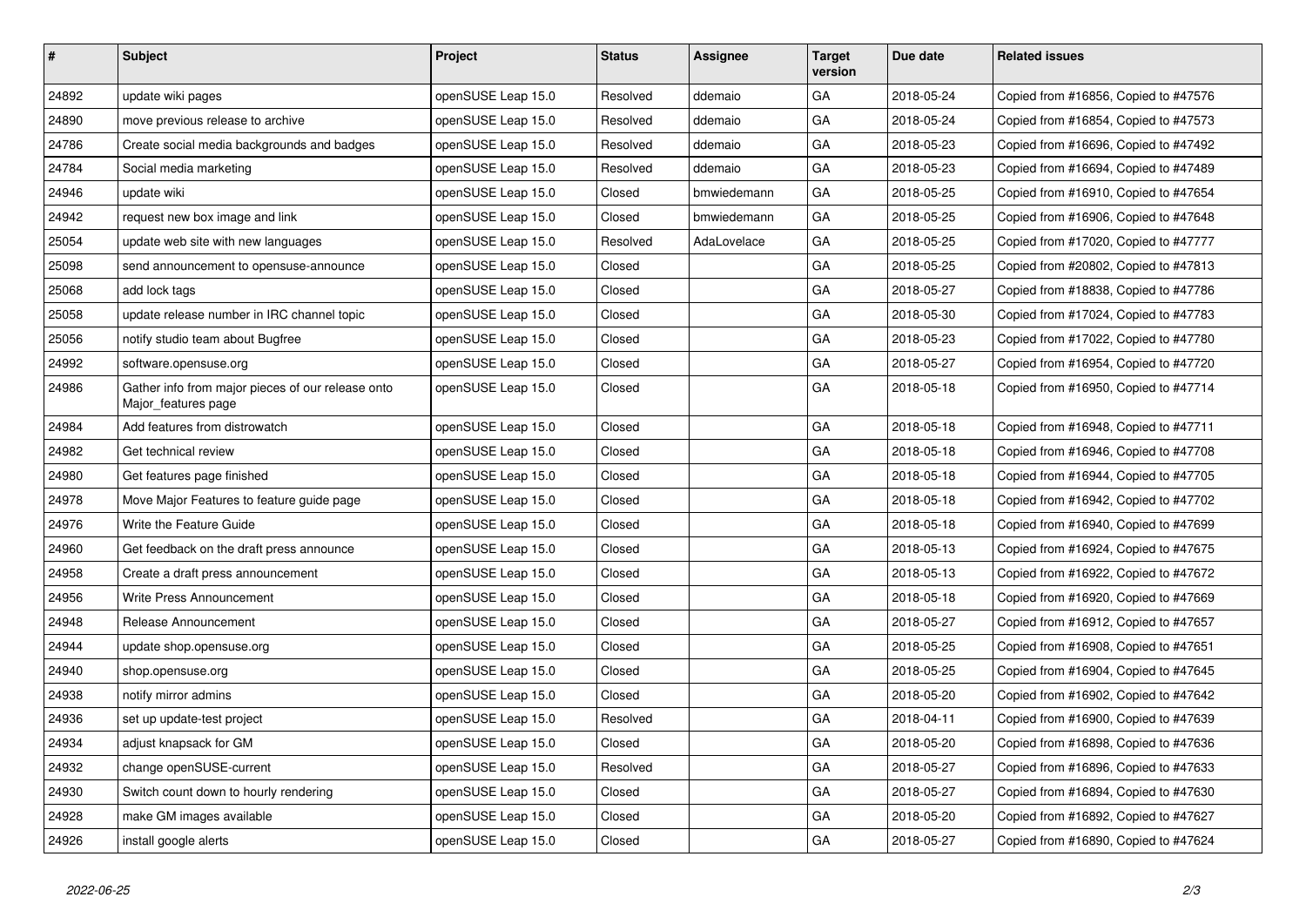| # | Subject | Project | Status | Assignee | Target version | Due date | Related issues |
|---|---|---|---|---|---|---|---|
| 24892 | update wiki pages | openSUSE Leap 15.0 | Resolved | ddemaio | GA | 2018-05-24 | Copied from #16856, Copied to #47576 |
| 24890 | move previous release to archive | openSUSE Leap 15.0 | Resolved | ddemaio | GA | 2018-05-24 | Copied from #16854, Copied to #47573 |
| 24786 | Create social media backgrounds and badges | openSUSE Leap 15.0 | Resolved | ddemaio | GA | 2018-05-23 | Copied from #16696, Copied to #47492 |
| 24784 | Social media marketing | openSUSE Leap 15.0 | Resolved | ddemaio | GA | 2018-05-23 | Copied from #16694, Copied to #47489 |
| 24946 | update wiki | openSUSE Leap 15.0 | Closed | bmwiedemann | GA | 2018-05-25 | Copied from #16910, Copied to #47654 |
| 24942 | request new box image and link | openSUSE Leap 15.0 | Closed | bmwiedemann | GA | 2018-05-25 | Copied from #16906, Copied to #47648 |
| 25054 | update web site with new languages | openSUSE Leap 15.0 | Resolved | AdaLovelace | GA | 2018-05-25 | Copied from #17020, Copied to #47777 |
| 25098 | send announcement to opensuse-announce | openSUSE Leap 15.0 | Closed | | GA | 2018-05-25 | Copied from #20802, Copied to #47813 |
| 25068 | add lock tags | openSUSE Leap 15.0 | Closed | | GA | 2018-05-27 | Copied from #18838, Copied to #47786 |
| 25058 | update release number in IRC channel topic | openSUSE Leap 15.0 | Closed | | GA | 2018-05-30 | Copied from #17024, Copied to #47783 |
| 25056 | notify studio team about Bugfree | openSUSE Leap 15.0 | Closed | | GA | 2018-05-23 | Copied from #17022, Copied to #47780 |
| 24992 | software.opensuse.org | openSUSE Leap 15.0 | Closed | | GA | 2018-05-27 | Copied from #16954, Copied to #47720 |
| 24986 | Gather info from major pieces of our release onto Major_features page | openSUSE Leap 15.0 | Closed | | GA | 2018-05-18 | Copied from #16950, Copied to #47714 |
| 24984 | Add features from distrowatch | openSUSE Leap 15.0 | Closed | | GA | 2018-05-18 | Copied from #16948, Copied to #47711 |
| 24982 | Get technical review | openSUSE Leap 15.0 | Closed | | GA | 2018-05-18 | Copied from #16946, Copied to #47708 |
| 24980 | Get features page finished | openSUSE Leap 15.0 | Closed | | GA | 2018-05-18 | Copied from #16944, Copied to #47705 |
| 24978 | Move Major Features to feature guide page | openSUSE Leap 15.0 | Closed | | GA | 2018-05-18 | Copied from #16942, Copied to #47702 |
| 24976 | Write the Feature Guide | openSUSE Leap 15.0 | Closed | | GA | 2018-05-18 | Copied from #16940, Copied to #47699 |
| 24960 | Get feedback on the draft press announce | openSUSE Leap 15.0 | Closed | | GA | 2018-05-13 | Copied from #16924, Copied to #47675 |
| 24958 | Create a draft press announcement | openSUSE Leap 15.0 | Closed | | GA | 2018-05-13 | Copied from #16922, Copied to #47672 |
| 24956 | Write Press Announcement | openSUSE Leap 15.0 | Closed | | GA | 2018-05-18 | Copied from #16920, Copied to #47669 |
| 24948 | Release Announcement | openSUSE Leap 15.0 | Closed | | GA | 2018-05-27 | Copied from #16912, Copied to #47657 |
| 24944 | update shop.opensuse.org | openSUSE Leap 15.0 | Closed | | GA | 2018-05-25 | Copied from #16908, Copied to #47651 |
| 24940 | shop.opensuse.org | openSUSE Leap 15.0 | Closed | | GA | 2018-05-25 | Copied from #16904, Copied to #47645 |
| 24938 | notify mirror admins | openSUSE Leap 15.0 | Closed | | GA | 2018-05-20 | Copied from #16902, Copied to #47642 |
| 24936 | set up update-test project | openSUSE Leap 15.0 | Resolved | | GA | 2018-04-11 | Copied from #16900, Copied to #47639 |
| 24934 | adjust knapsack for GM | openSUSE Leap 15.0 | Closed | | GA | 2018-05-20 | Copied from #16898, Copied to #47636 |
| 24932 | change openSUSE-current | openSUSE Leap 15.0 | Resolved | | GA | 2018-05-27 | Copied from #16896, Copied to #47633 |
| 24930 | Switch count down to hourly rendering | openSUSE Leap 15.0 | Closed | | GA | 2018-05-27 | Copied from #16894, Copied to #47630 |
| 24928 | make GM images available | openSUSE Leap 15.0 | Closed | | GA | 2018-05-20 | Copied from #16892, Copied to #47627 |
| 24926 | install google alerts | openSUSE Leap 15.0 | Closed | | GA | 2018-05-27 | Copied from #16890, Copied to #47624 |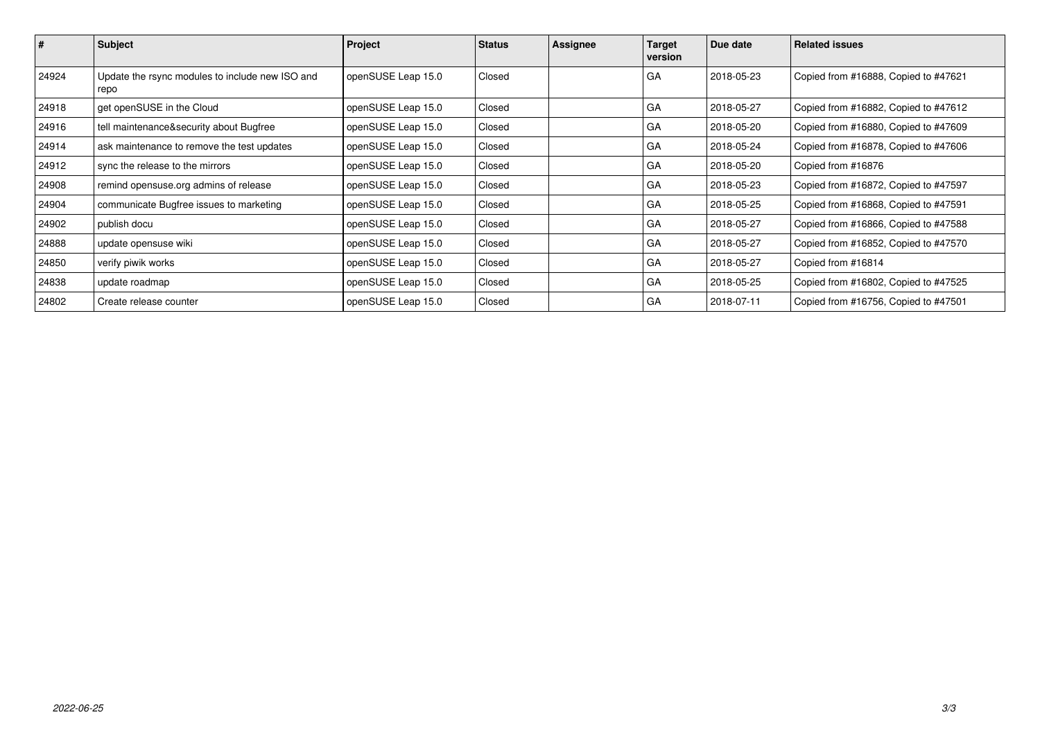| # | Subject | Project | Status | Assignee | Target version | Due date | Related issues |
|---|---|---|---|---|---|---|---|
| 24924 | Update the rsync modules to include new ISO and repo | openSUSE Leap 15.0 | Closed | | GA | 2018-05-23 | Copied from #16888, Copied to #47621 |
| 24918 | get openSUSE in the Cloud | openSUSE Leap 15.0 | Closed | | GA | 2018-05-27 | Copied from #16882, Copied to #47612 |
| 24916 | tell maintenance&security about Bugfree | openSUSE Leap 15.0 | Closed | | GA | 2018-05-20 | Copied from #16880, Copied to #47609 |
| 24914 | ask maintenance to remove the test updates | openSUSE Leap 15.0 | Closed | | GA | 2018-05-24 | Copied from #16878, Copied to #47606 |
| 24912 | sync the release to the mirrors | openSUSE Leap 15.0 | Closed | | GA | 2018-05-20 | Copied from #16876 |
| 24908 | remind opensuse.org admins of release | openSUSE Leap 15.0 | Closed | | GA | 2018-05-23 | Copied from #16872, Copied to #47597 |
| 24904 | communicate Bugfree issues to marketing | openSUSE Leap 15.0 | Closed | | GA | 2018-05-25 | Copied from #16868, Copied to #47591 |
| 24902 | publish docu | openSUSE Leap 15.0 | Closed | | GA | 2018-05-27 | Copied from #16866, Copied to #47588 |
| 24888 | update opensuse wiki | openSUSE Leap 15.0 | Closed | | GA | 2018-05-27 | Copied from #16852, Copied to #47570 |
| 24850 | verify piwik works | openSUSE Leap 15.0 | Closed | | GA | 2018-05-27 | Copied from #16814 |
| 24838 | update roadmap | openSUSE Leap 15.0 | Closed | | GA | 2018-05-25 | Copied from #16802, Copied to #47525 |
| 24802 | Create release counter | openSUSE Leap 15.0 | Closed | | GA | 2018-07-11 | Copied from #16756, Copied to #47501 |